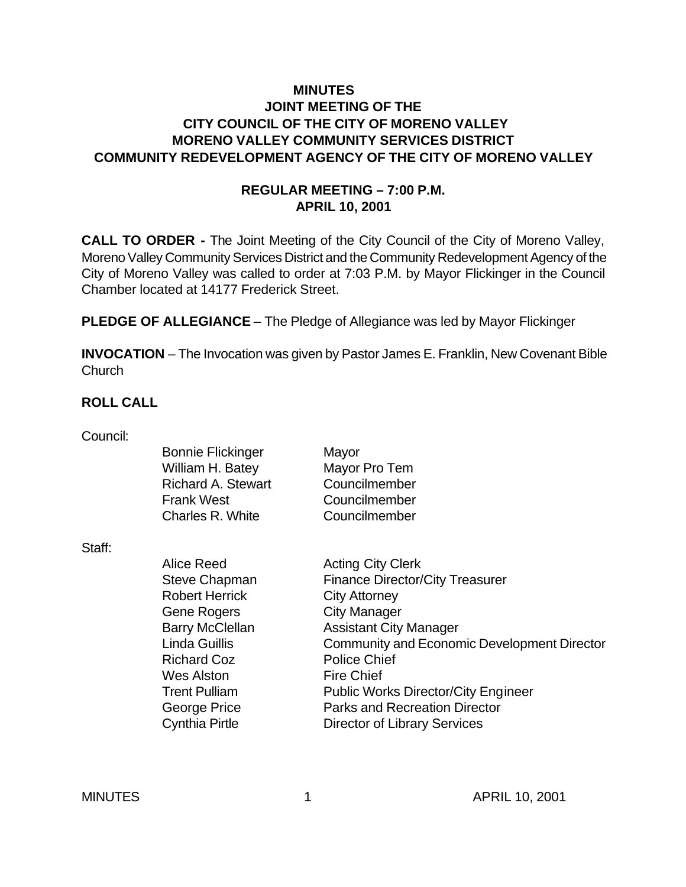# MINUTES
## JOINT MEETING OF THE CITY COUNCIL OF THE CITY OF MORENO VALLEY MORENO VALLEY COMMUNITY SERVICES DISTRICT COMMUNITY REDEVELOPMENT AGENCY OF THE CITY OF MORENO VALLEY

### REGULAR MEETING – 7:00 P.M.
### APRIL 10, 2001

**CALL TO ORDER -** The Joint Meeting of the City Council of the City of Moreno Valley, Moreno Valley Community Services District and the Community Redevelopment Agency of the City of Moreno Valley was called to order at 7:03 P.M. by Mayor Flickinger in the Council Chamber located at 14177 Frederick Street.

**PLEDGE OF ALLEGIANCE** – The Pledge of Allegiance was led by Mayor Flickinger

**INVOCATION** – The Invocation was given by Pastor James E. Franklin, New Covenant Bible Church

**ROLL CALL**

Council:

| | |
|---|---|
| Bonnie Flickinger | Mayor |
| William H. Batey | Mayor Pro Tem |
| Richard A. Stewart | Councilmember |
| Frank West | Councilmember |
| Charles R. White | Councilmember |

Staff:

| | |
|---|---|
| Alice Reed | Acting City Clerk |
| Steve Chapman | Finance Director/City Treasurer |
| Robert Herrick | City Attorney |
| Gene Rogers | City Manager |
| Barry McClellan | Assistant City Manager |
| Linda Guillis | Community and Economic Development Director |
| Richard Coz | Police Chief |
| Wes Alston | Fire Chief |
| Trent Pulliam | Public Works Director/City Engineer |
| George Price | Parks and Recreation Director |
| Cynthia Pirtle | Director of Library Services |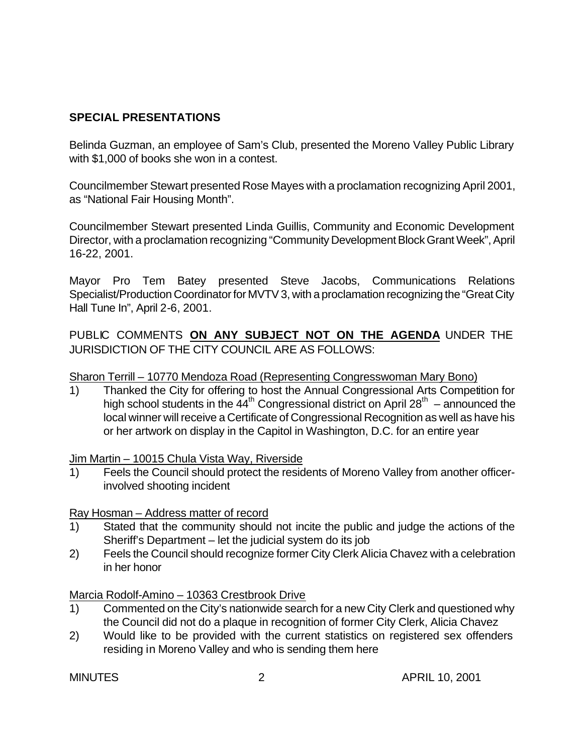## SPECIAL PRESENTATIONS

Belinda Guzman, an employee of Sam's Club, presented the Moreno Valley Public Library with $1,000 of books she won in a contest.

Councilmember Stewart presented Rose Mayes with a proclamation recognizing April 2001, as "National Fair Housing Month".

Councilmember Stewart presented Linda Guillis, Community and Economic Development Director, with a proclamation recognizing "Community Development Block Grant Week", April 16-22, 2001.

Mayor Pro Tem Batey presented Steve Jacobs, Communications Relations Specialist/Production Coordinator for MVTV 3, with a proclamation recognizing the "Great City Hall Tune In", April 2-6, 2001.

PUBLIC COMMENTS **ON ANY SUBJECT NOT ON THE AGENDA** UNDER THE JURISDICTION OF THE CITY COUNCIL ARE AS FOLLOWS:

Sharon Terrill – 10770 Mendoza Road (Representing Congresswoman Mary Bono)

1) Thanked the City for offering to host the Annual Congressional Arts Competition for high school students in the 44th Congressional district on April 28th – announced the local winner will receive a Certificate of Congressional Recognition as well as have his or her artwork on display in the Capitol in Washington, D.C. for an entire year

Jim Martin – 10015 Chula Vista Way, Riverside

1) Feels the Council should protect the residents of Moreno Valley from another officer-involved shooting incident

Ray Hosman – Address matter of record

1) Stated that the community should not incite the public and judge the actions of the Sheriff's Department – let the judicial system do its job
2) Feels the Council should recognize former City Clerk Alicia Chavez with a celebration in her honor

Marcia Rodolf-Amino – 10363 Crestbrook Drive

1) Commented on the City's nationwide search for a new City Clerk and questioned why the Council did not do a plaque in recognition of former City Clerk, Alicia Chavez
2) Would like to be provided with the current statistics on registered sex offenders residing in Moreno Valley and who is sending them here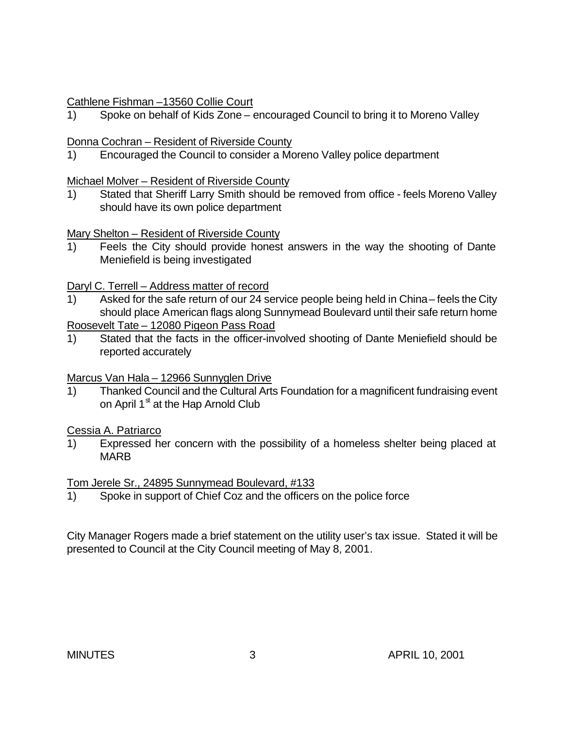<u>Cathlene Fishman –13560 Collie Court</u>

1) Spoke on behalf of Kids Zone – encouraged Council to bring it to Moreno Valley

<u>Donna Cochran – Resident of Riverside County</u>

1) Encouraged the Council to consider a Moreno Valley police department

<u>Michael Molver – Resident of Riverside County</u>

1) Stated that Sheriff Larry Smith should be removed from office - feels Moreno Valley should have its own police department

<u>Mary Shelton – Resident of Riverside County</u>

1) Feels the City should provide honest answers in the way the shooting of Dante Meniefield is being investigated

<u>Daryl C. Terrell – Address matter of record</u>

1) Asked for the safe return of our 24 service people being held in China – feels the City should place American flags along Sunnymead Boulevard until their safe return home

<u>Roosevelt Tate – 12080 Pigeon Pass Road</u>

1) Stated that the facts in the officer-involved shooting of Dante Meniefield should be reported accurately

<u>Marcus Van Hala – 12966 Sunnyglen Drive</u>

1) Thanked Council and the Cultural Arts Foundation for a magnificent fundraising event on April 1st at the Hap Arnold Club

<u>Cessia A. Patriarco</u>

1) Expressed her concern with the possibility of a homeless shelter being placed at MARB

<u>Tom Jerele Sr., 24895 Sunnymead Boulevard, #133</u>

1) Spoke in support of Chief Coz and the officers on the police force

City Manager Rogers made a brief statement on the utility user's tax issue. Stated it will be presented to Council at the City Council meeting of May 8, 2001.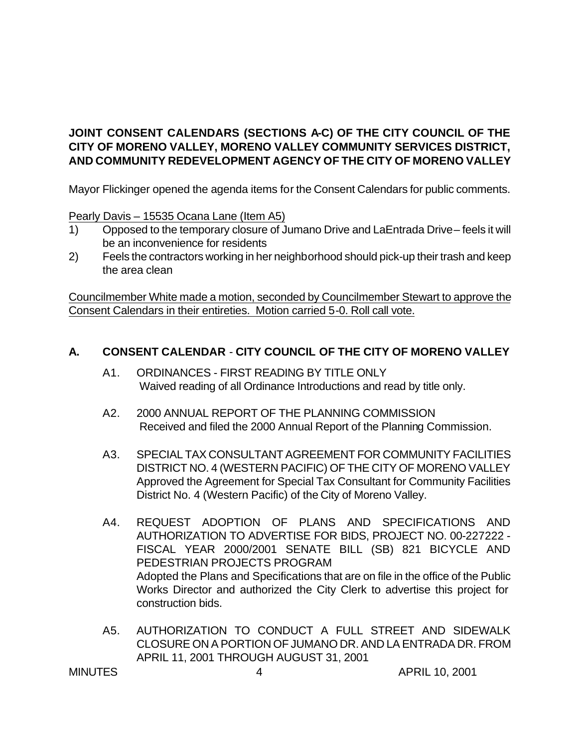**JOINT CONSENT CALENDARS (SECTIONS A-C) OF THE CITY COUNCIL OF THE CITY OF MORENO VALLEY, MORENO VALLEY COMMUNITY SERVICES DISTRICT, AND COMMUNITY REDEVELOPMENT AGENCY OF THE CITY OF MORENO VALLEY**

Mayor Flickinger opened the agenda items for the Consent Calendars for public comments.

Pearly Davis – 15535 Ocana Lane (Item A5)

1) Opposed to the temporary closure of Jumano Drive and LaEntrada Drive – feels it will be an inconvenience for residents
2) Feels the contractors working in her neighborhood should pick-up their trash and keep the area clean

Councilmember White made a motion, seconded by Councilmember Stewart to approve the Consent Calendars in their entireties. Motion carried 5-0. Roll call vote.

## A. CONSENT CALENDAR - CITY COUNCIL OF THE CITY OF MORENO VALLEY

A1. ORDINANCES - FIRST READING BY TITLE ONLY
Waived reading of all Ordinance Introductions and read by title only.

A2. 2000 ANNUAL REPORT OF THE PLANNING COMMISSION
Received and filed the 2000 Annual Report of the Planning Commission.

A3. SPECIAL TAX CONSULTANT AGREEMENT FOR COMMUNITY FACILITIES DISTRICT NO. 4 (WESTERN PACIFIC) OF THE CITY OF MORENO VALLEY
Approved the Agreement for Special Tax Consultant for Community Facilities District No. 4 (Western Pacific) of the City of Moreno Valley.

A4. REQUEST ADOPTION OF PLANS AND SPECIFICATIONS AND AUTHORIZATION TO ADVERTISE FOR BIDS, PROJECT NO. 00-227222 - FISCAL YEAR 2000/2001 SENATE BILL (SB) 821 BICYCLE AND PEDESTRIAN PROJECTS PROGRAM
Adopted the Plans and Specifications that are on file in the office of the Public Works Director and authorized the City Clerk to advertise this project for construction bids.

A5. AUTHORIZATION TO CONDUCT A FULL STREET AND SIDEWALK CLOSURE ON A PORTION OF JUMANO DR. AND LA ENTRADA DR. FROM APRIL 11, 2001 THROUGH AUGUST 31, 2001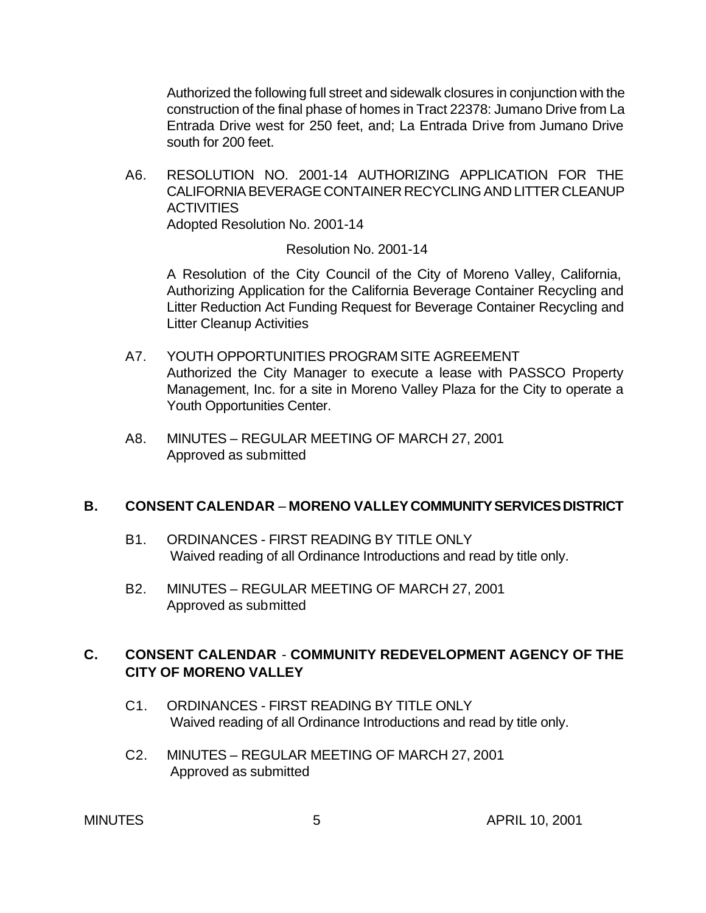Authorized the following full street and sidewalk closures in conjunction with the construction of the final phase of homes in Tract 22378: Jumano Drive from La Entrada Drive west for 250 feet, and; La Entrada Drive from Jumano Drive south for 200 feet.

A6. RESOLUTION NO. 2001-14 AUTHORIZING APPLICATION FOR THE CALIFORNIA BEVERAGE CONTAINER RECYCLING AND LITTER CLEANUP ACTIVITIES
Adopted Resolution No. 2001-14

Resolution No. 2001-14

A Resolution of the City Council of the City of Moreno Valley, California, Authorizing Application for the California Beverage Container Recycling and Litter Reduction Act Funding Request for Beverage Container Recycling and Litter Cleanup Activities

A7. YOUTH OPPORTUNITIES PROGRAM SITE AGREEMENT
Authorized the City Manager to execute a lease with PASSCO Property Management, Inc. for a site in Moreno Valley Plaza for the City to operate a Youth Opportunities Center.

A8. MINUTES – REGULAR MEETING OF MARCH 27, 2001
Approved as submitted

## B. CONSENT CALENDAR – MORENO VALLEY COMMUNITY SERVICES DISTRICT

B1. ORDINANCES - FIRST READING BY TITLE ONLY
Waived reading of all Ordinance Introductions and read by title only.

B2. MINUTES – REGULAR MEETING OF MARCH 27, 2001
Approved as submitted

## C. CONSENT CALENDAR - COMMUNITY REDEVELOPMENT AGENCY OF THE CITY OF MORENO VALLEY

C1. ORDINANCES - FIRST READING BY TITLE ONLY
Waived reading of all Ordinance Introductions and read by title only.

C2. MINUTES – REGULAR MEETING OF MARCH 27, 2001
Approved as submitted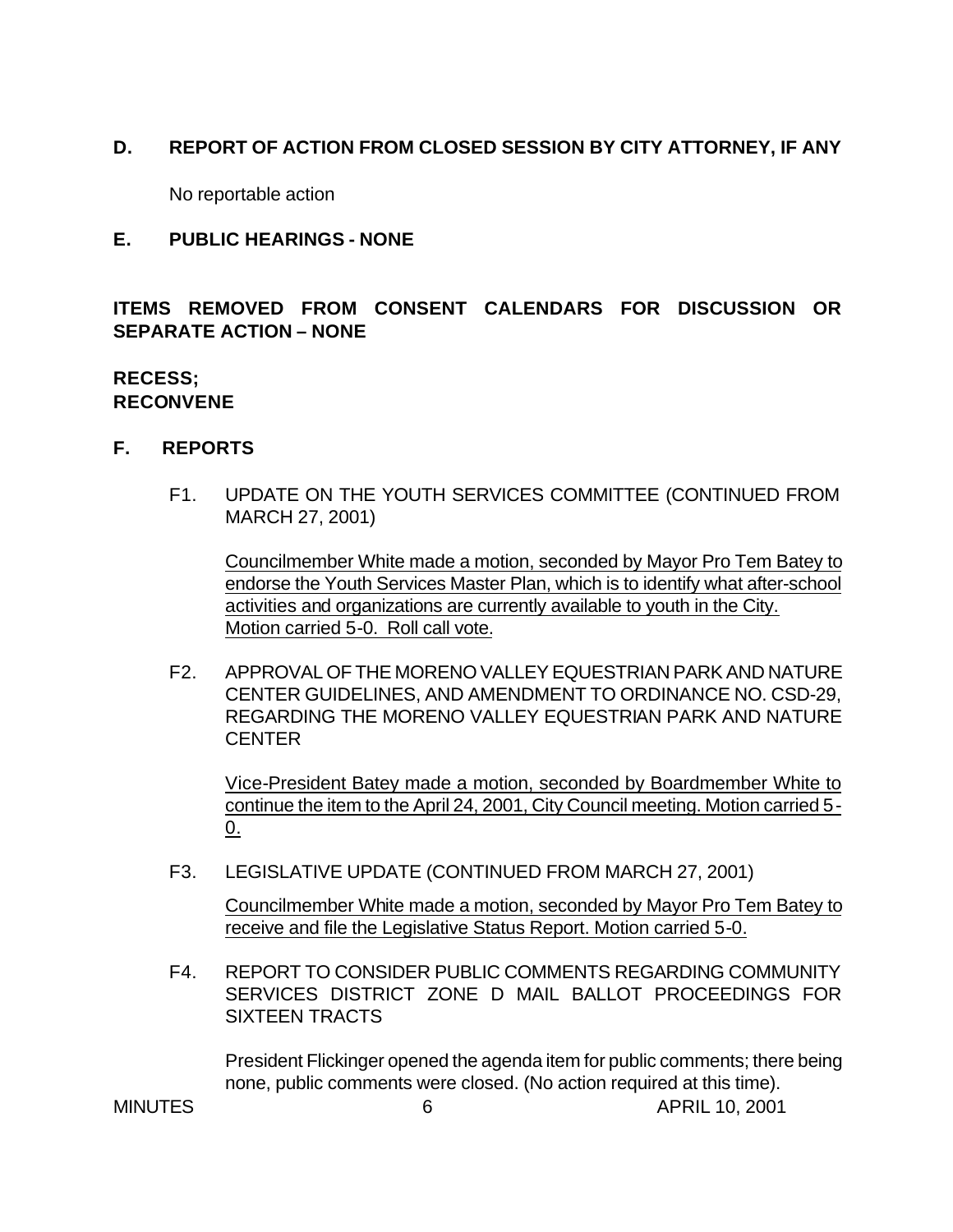**D. REPORT OF ACTION FROM CLOSED SESSION BY CITY ATTORNEY, IF ANY**

No reportable action

**E. PUBLIC HEARINGS - NONE**

**ITEMS REMOVED FROM CONSENT CALENDARS FOR DISCUSSION OR SEPARATE ACTION – NONE**

**RECESS;**
**RECONVENE**

**F. REPORTS**

F1. UPDATE ON THE YOUTH SERVICES COMMITTEE (CONTINUED FROM MARCH 27, 2001)

Councilmember White made a motion, seconded by Mayor Pro Tem Batey to endorse the Youth Services Master Plan, which is to identify what after-school activities and organizations are currently available to youth in the City. Motion carried 5-0. Roll call vote.

F2. APPROVAL OF THE MORENO VALLEY EQUESTRIAN PARK AND NATURE CENTER GUIDELINES, AND AMENDMENT TO ORDINANCE NO. CSD-29, REGARDING THE MORENO VALLEY EQUESTRIAN PARK AND NATURE CENTER

Vice-President Batey made a motion, seconded by Boardmember White to continue the item to the April 24, 2001, City Council meeting. Motion carried 5-0.

F3. LEGISLATIVE UPDATE (CONTINUED FROM MARCH 27, 2001)

Councilmember White made a motion, seconded by Mayor Pro Tem Batey to receive and file the Legislative Status Report. Motion carried 5-0.

F4. REPORT TO CONSIDER PUBLIC COMMENTS REGARDING COMMUNITY SERVICES DISTRICT ZONE D MAIL BALLOT PROCEEDINGS FOR SIXTEEN TRACTS

President Flickinger opened the agenda item for public comments; there being none, public comments were closed. (No action required at this time).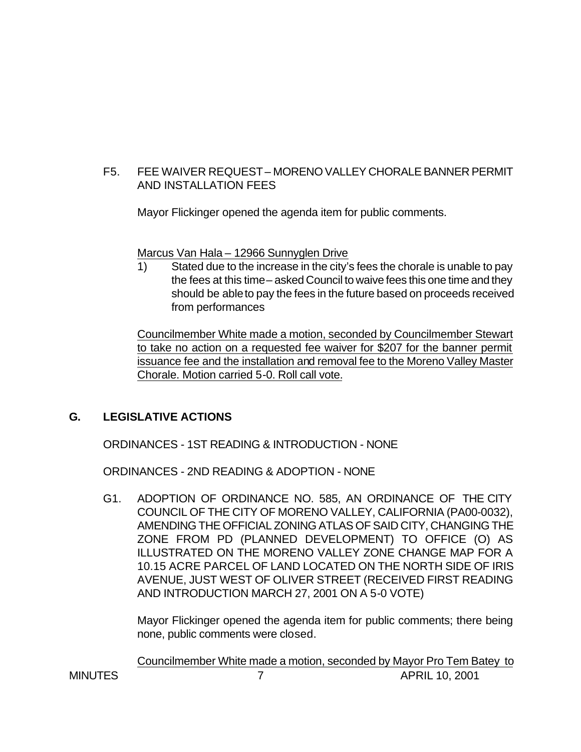F5. FEE WAIVER REQUEST – MORENO VALLEY CHORALE BANNER PERMIT AND INSTALLATION FEES

Mayor Flickinger opened the agenda item for public comments.

<u>Marcus Van Hala – 12966 Sunnyglen Drive</u>

1) Stated due to the increase in the city's fees the chorale is unable to pay the fees at this time – asked Council to waive fees this one time and they should be able to pay the fees in the future based on proceeds received from performances

<u>Councilmember White made a motion, seconded by Councilmember Stewart to take no action on a requested fee waiver for $207 for the banner permit issuance fee and the installation and removal fee to the Moreno Valley Master Chorale. Motion carried 5-0. Roll call vote.</u>

## G. LEGISLATIVE ACTIONS

ORDINANCES - 1ST READING & INTRODUCTION - NONE

ORDINANCES - 2ND READING & ADOPTION - NONE

G1. ADOPTION OF ORDINANCE NO. 585, AN ORDINANCE OF THE CITY COUNCIL OF THE CITY OF MORENO VALLEY, CALIFORNIA (PA00-0032), AMENDING THE OFFICIAL ZONING ATLAS OF SAID CITY, CHANGING THE ZONE FROM PD (PLANNED DEVELOPMENT) TO OFFICE (O) AS ILLUSTRATED ON THE MORENO VALLEY ZONE CHANGE MAP FOR A 10.15 ACRE PARCEL OF LAND LOCATED ON THE NORTH SIDE OF IRIS AVENUE, JUST WEST OF OLIVER STREET (RECEIVED FIRST READING AND INTRODUCTION MARCH 27, 2001 ON A 5-0 VOTE)

Mayor Flickinger opened the agenda item for public comments; there being none, public comments were closed.

<u>Councilmember White made a motion, seconded by Mayor Pro Tem Batey to</u>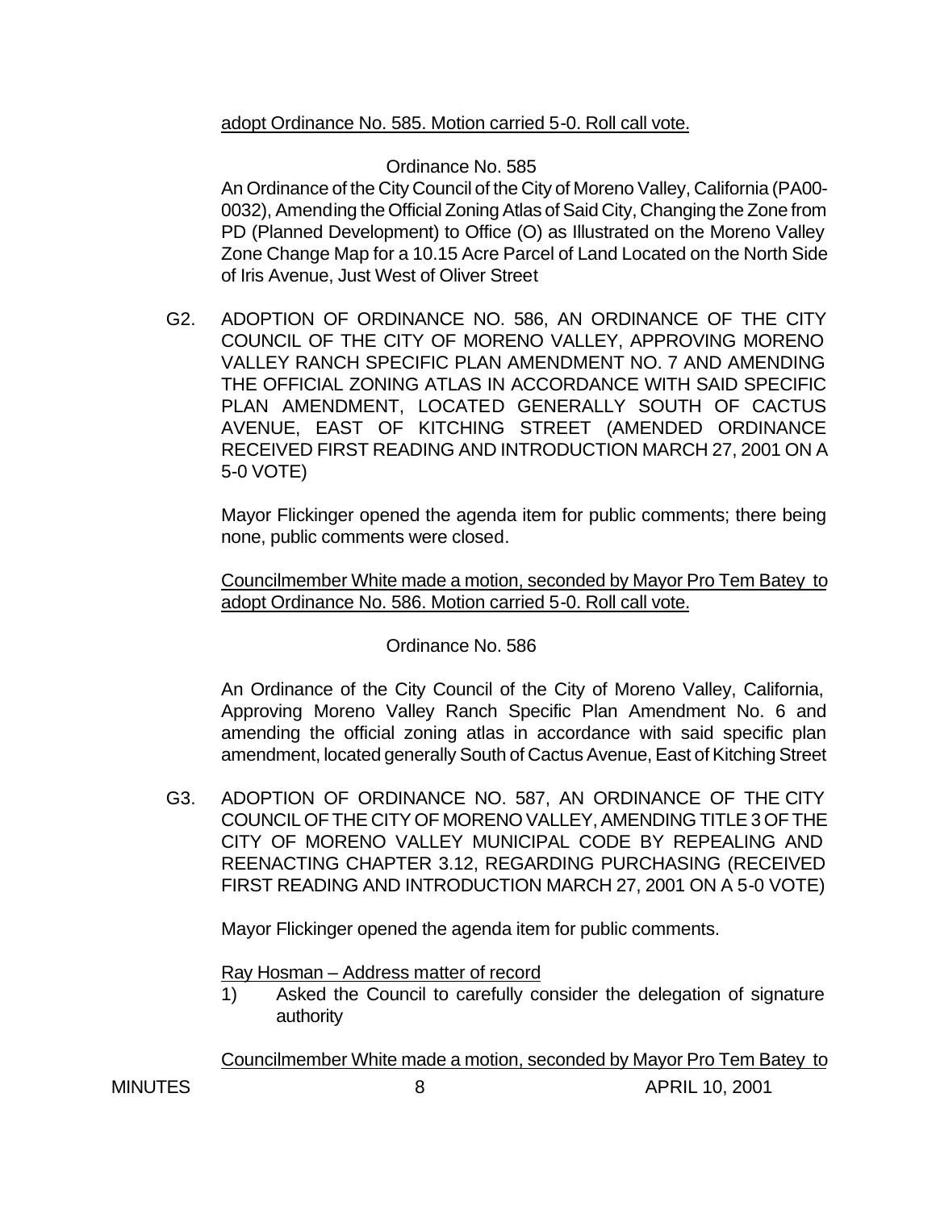adopt Ordinance No. 585. Motion carried 5-0. Roll call vote.

Ordinance No. 585

An Ordinance of the City Council of the City of Moreno Valley, California (PA00-0032), Amending the Official Zoning Atlas of Said City, Changing the Zone from PD (Planned Development) to Office (O) as Illustrated on the Moreno Valley Zone Change Map for a 10.15 Acre Parcel of Land Located on the North Side of Iris Avenue, Just West of Oliver Street

G2. ADOPTION OF ORDINANCE NO. 586, AN ORDINANCE OF THE CITY COUNCIL OF THE CITY OF MORENO VALLEY, APPROVING MORENO VALLEY RANCH SPECIFIC PLAN AMENDMENT NO. 7 AND AMENDING THE OFFICIAL ZONING ATLAS IN ACCORDANCE WITH SAID SPECIFIC PLAN AMENDMENT, LOCATED GENERALLY SOUTH OF CACTUS AVENUE, EAST OF KITCHING STREET (AMENDED ORDINANCE RECEIVED FIRST READING AND INTRODUCTION MARCH 27, 2001 ON A 5-0 VOTE)

Mayor Flickinger opened the agenda item for public comments; there being none, public comments were closed.

Councilmember White made a motion, seconded by Mayor Pro Tem Batey to adopt Ordinance No. 586. Motion carried 5-0. Roll call vote.

Ordinance No. 586

An Ordinance of the City Council of the City of Moreno Valley, California, Approving Moreno Valley Ranch Specific Plan Amendment No. 6 and amending the official zoning atlas in accordance with said specific plan amendment, located generally South of Cactus Avenue, East of Kitching Street

G3. ADOPTION OF ORDINANCE NO. 587, AN ORDINANCE OF THE CITY COUNCIL OF THE CITY OF MORENO VALLEY, AMENDING TITLE 3 OF THE CITY OF MORENO VALLEY MUNICIPAL CODE BY REPEALING AND REENACTING CHAPTER 3.12, REGARDING PURCHASING (RECEIVED FIRST READING AND INTRODUCTION MARCH 27, 2001 ON A 5-0 VOTE)

Mayor Flickinger opened the agenda item for public comments.

Ray Hosman – Address matter of record

1) Asked the Council to carefully consider the delegation of signature authority

Councilmember White made a motion, seconded by Mayor Pro Tem Batey to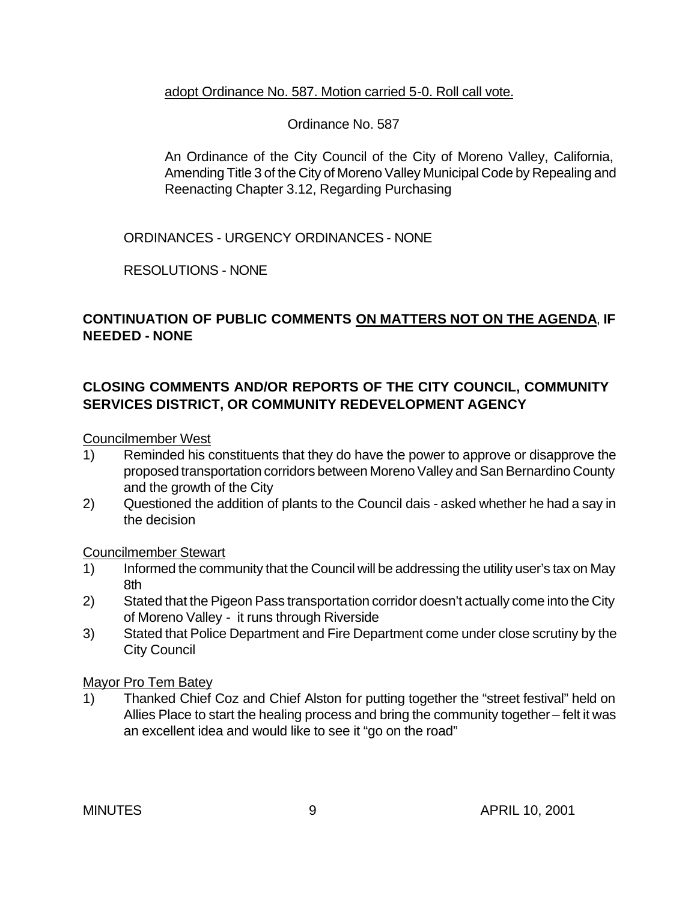adopt Ordinance No. 587. Motion carried 5-0. Roll call vote.

Ordinance No. 587

An Ordinance of the City Council of the City of Moreno Valley, California, Amending Title 3 of the City of Moreno Valley Municipal Code by Repealing and Reenacting Chapter 3.12, Regarding Purchasing

ORDINANCES - URGENCY ORDINANCES - NONE

RESOLUTIONS - NONE

**CONTINUATION OF PUBLIC COMMENTS ON MATTERS NOT ON THE AGENDA, IF NEEDED - NONE**

**CLOSING COMMENTS AND/OR REPORTS OF THE CITY COUNCIL, COMMUNITY SERVICES DISTRICT, OR COMMUNITY REDEVELOPMENT AGENCY**

Councilmember West

1) Reminded his constituents that they do have the power to approve or disapprove the proposed transportation corridors between Moreno Valley and San Bernardino County and the growth of the City
2) Questioned the addition of plants to the Council dais - asked whether he had a say in the decision

Councilmember Stewart

1) Informed the community that the Council will be addressing the utility user's tax on May 8th
2) Stated that the Pigeon Pass transportation corridor doesn't actually come into the City of Moreno Valley - it runs through Riverside
3) Stated that Police Department and Fire Department come under close scrutiny by the City Council

Mayor Pro Tem Batey

1) Thanked Chief Coz and Chief Alston for putting together the "street festival" held on Allies Place to start the healing process and bring the community together – felt it was an excellent idea and would like to see it "go on the road"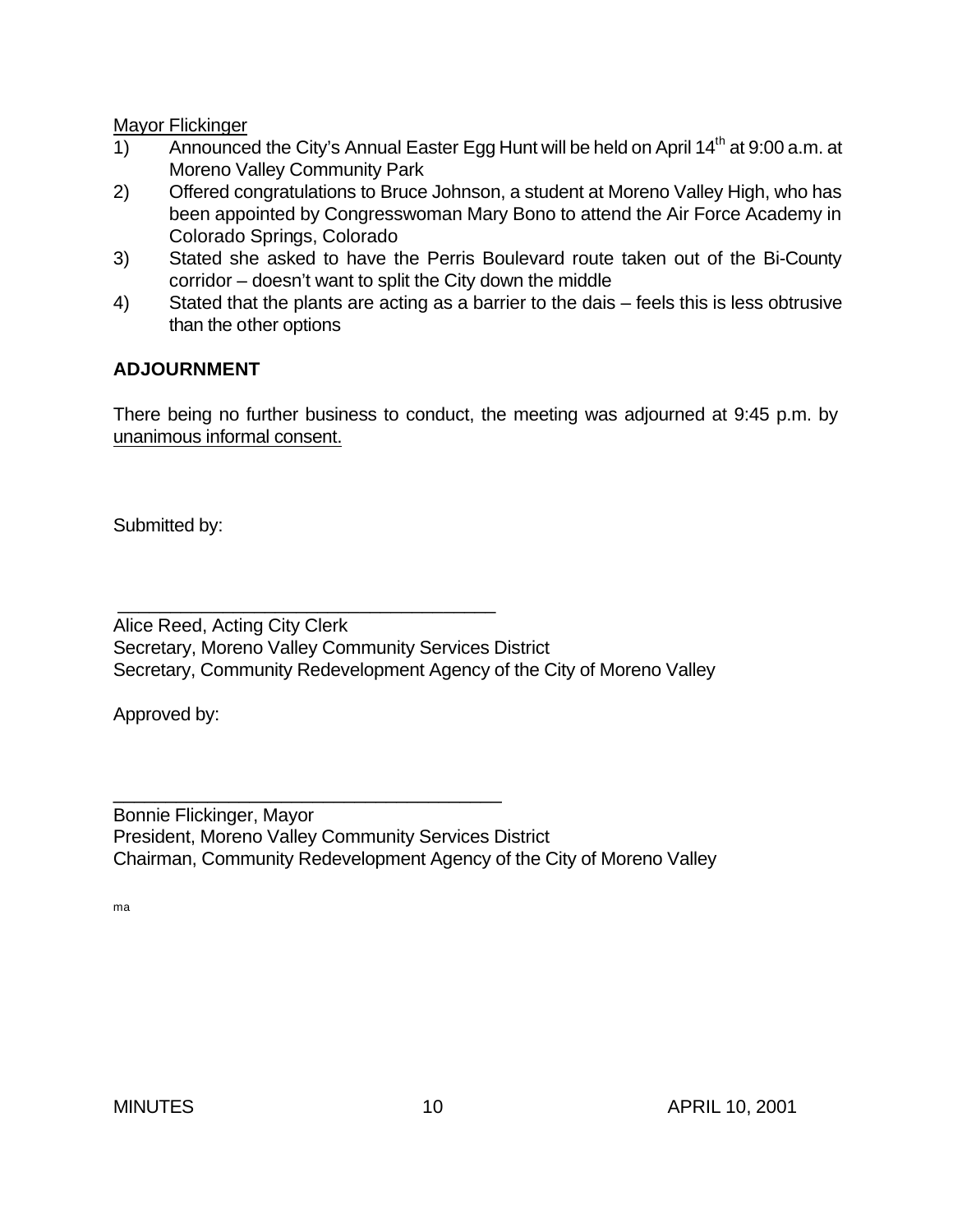Mayor Flickinger

1) Announced the City's Annual Easter Egg Hunt will be held on April 14th at 9:00 a.m. at Moreno Valley Community Park
2) Offered congratulations to Bruce Johnson, a student at Moreno Valley High, who has been appointed by Congresswoman Mary Bono to attend the Air Force Academy in Colorado Springs, Colorado
3) Stated she asked to have the Perris Boulevard route taken out of the Bi-County corridor – doesn't want to split the City down the middle
4) Stated that the plants are acting as a barrier to the dais – feels this is less obtrusive than the other options

**ADJOURNMENT**

There being no further business to conduct, the meeting was adjourned at 9:45 p.m. by unanimous informal consent.

Submitted by:

\_\_\_\_\_\_\_\_\_\_\_\_\_\_\_\_\_\_\_\_\_\_\_\_\_\_\_\_\_\_\_\_\_\_\_\_\_\_\_\_

Alice Reed, Acting City Clerk
Secretary, Moreno Valley Community Services District
Secretary, Community Redevelopment Agency of the City of Moreno Valley

Approved by:

\_\_\_\_\_\_\_\_\_\_\_\_\_\_\_\_\_\_\_\_\_\_\_\_\_\_\_\_\_\_\_\_\_\_\_\_\_\_\_\_

Bonnie Flickinger, Mayor
President, Moreno Valley Community Services District
Chairman, Community Redevelopment Agency of the City of Moreno Valley

ma